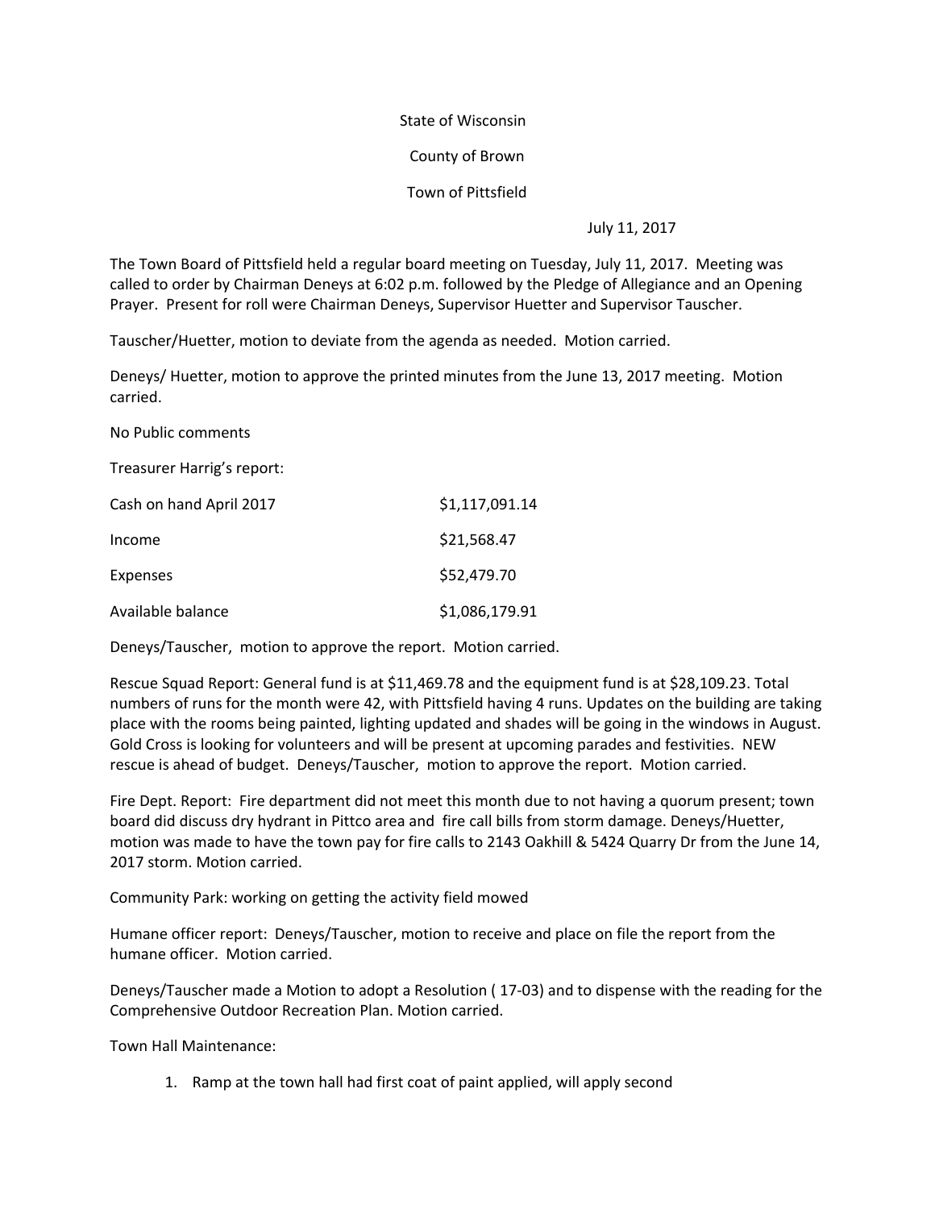State of Wisconsin

County of Brown

Town of Pittsfield

July 11, 2017

The Town Board of Pittsfield held a regular board meeting on Tuesday, July 11, 2017. Meeting was called to order by Chairman Deneys at 6:02 p.m. followed by the Pledge of Allegiance and an Opening Prayer. Present for roll were Chairman Deneys, Supervisor Huetter and Supervisor Tauscher.

Tauscher/Huetter, motion to deviate from the agenda as needed. Motion carried.

Deneys/ Huetter, motion to approve the printed minutes from the June 13, 2017 meeting. Motion carried.

No Public comments

Treasurer Harrig's report:

| | |
|---|---|
| Cash on hand April 2017 | $1,117,091.14 |
| Income | $21,568.47 |
| Expenses | $52,479.70 |
| Available balance | $1,086,179.91 |

Deneys/Tauscher, motion to approve the report. Motion carried.

Rescue Squad Report: General fund is at $11,469.78 and the equipment fund is at $28,109.23. Total numbers of runs for the month were 42, with Pittsfield having 4 runs. Updates on the building are taking place with the rooms being painted, lighting updated and shades will be going in the windows in August. Gold Cross is looking for volunteers and will be present at upcoming parades and festivities. NEW rescue is ahead of budget. Deneys/Tauscher, motion to approve the report. Motion carried.

Fire Dept. Report: Fire department did not meet this month due to not having a quorum present; town board did discuss dry hydrant in Pittco area and fire call bills from storm damage. Deneys/Huetter, motion was made to have the town pay for fire calls to 2143 Oakhill & 5424 Quarry Dr from the June 14, 2017 storm. Motion carried.

Community Park: working on getting the activity field mowed

Humane officer report: Deneys/Tauscher, motion to receive and place on file the report from the humane officer. Motion carried.

Deneys/Tauscher made a Motion to adopt a Resolution ( 17-03) and to dispense with the reading for the Comprehensive Outdoor Recreation Plan. Motion carried.

Town Hall Maintenance:

1. Ramp at the town hall had first coat of paint applied, will apply second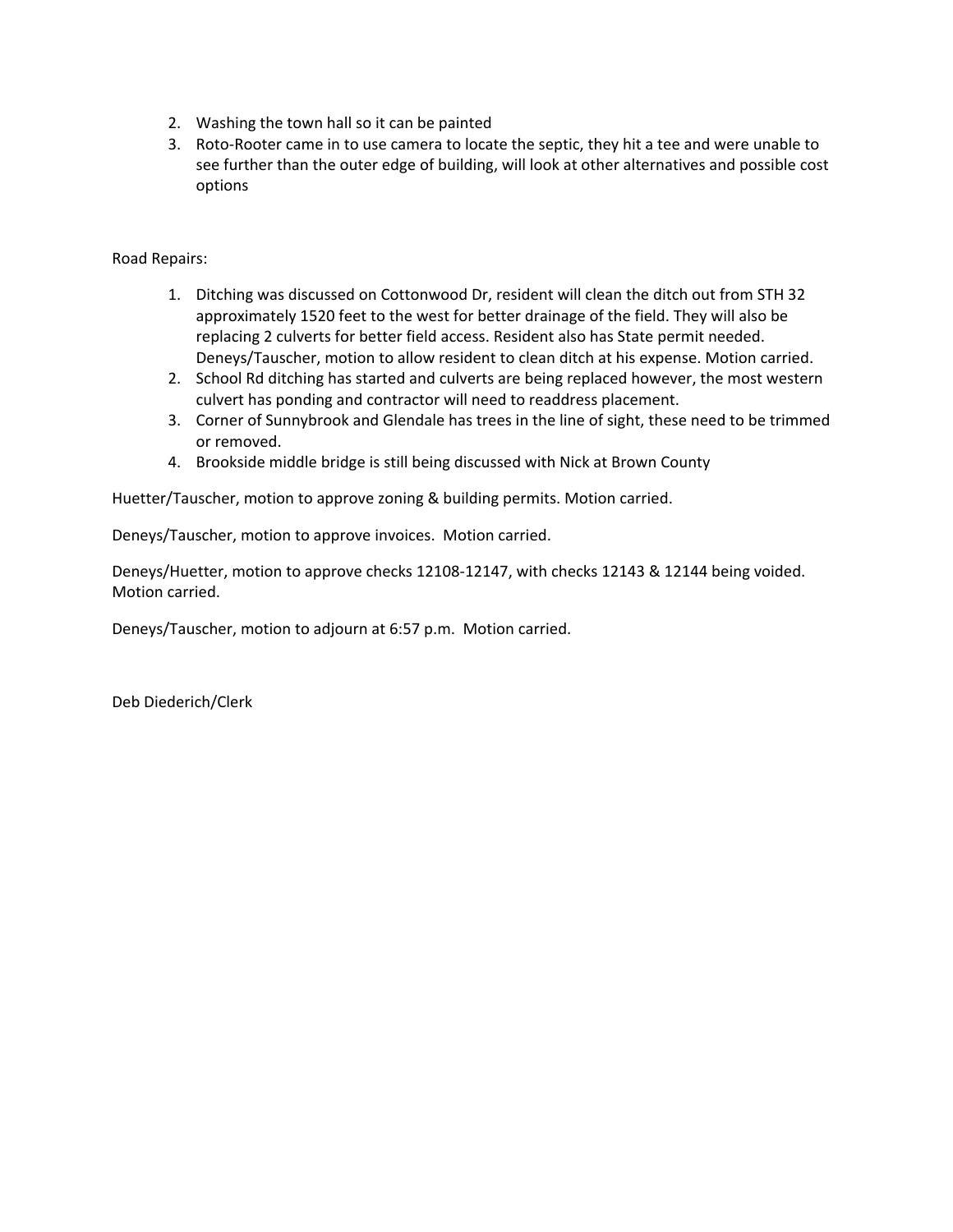2. Washing the town hall so it can be painted
3. Roto-Rooter came in to use camera to locate the septic, they hit a tee and were unable to see further than the outer edge of building, will look at other alternatives and possible cost options

Road Repairs:

1. Ditching was discussed on Cottonwood Dr, resident will clean the ditch out from STH 32 approximately 1520 feet to the west for better drainage of the field. They will also be replacing 2 culverts for better field access. Resident also has State permit needed. Deneys/Tauscher, motion to allow resident to clean ditch at his expense. Motion carried.
2. School Rd ditching has started and culverts are being replaced however, the most western culvert has ponding and contractor will need to readdress placement.
3. Corner of Sunnybrook and Glendale has trees in the line of sight, these need to be trimmed or removed.
4. Brookside middle bridge is still being discussed with Nick at Brown County

Huetter/Tauscher, motion to approve zoning & building permits. Motion carried.

Deneys/Tauscher, motion to approve invoices. Motion carried.

Deneys/Huetter, motion to approve checks 12108-12147, with checks 12143 & 12144 being voided. Motion carried.

Deneys/Tauscher, motion to adjourn at 6:57 p.m. Motion carried.

Deb Diederich/Clerk